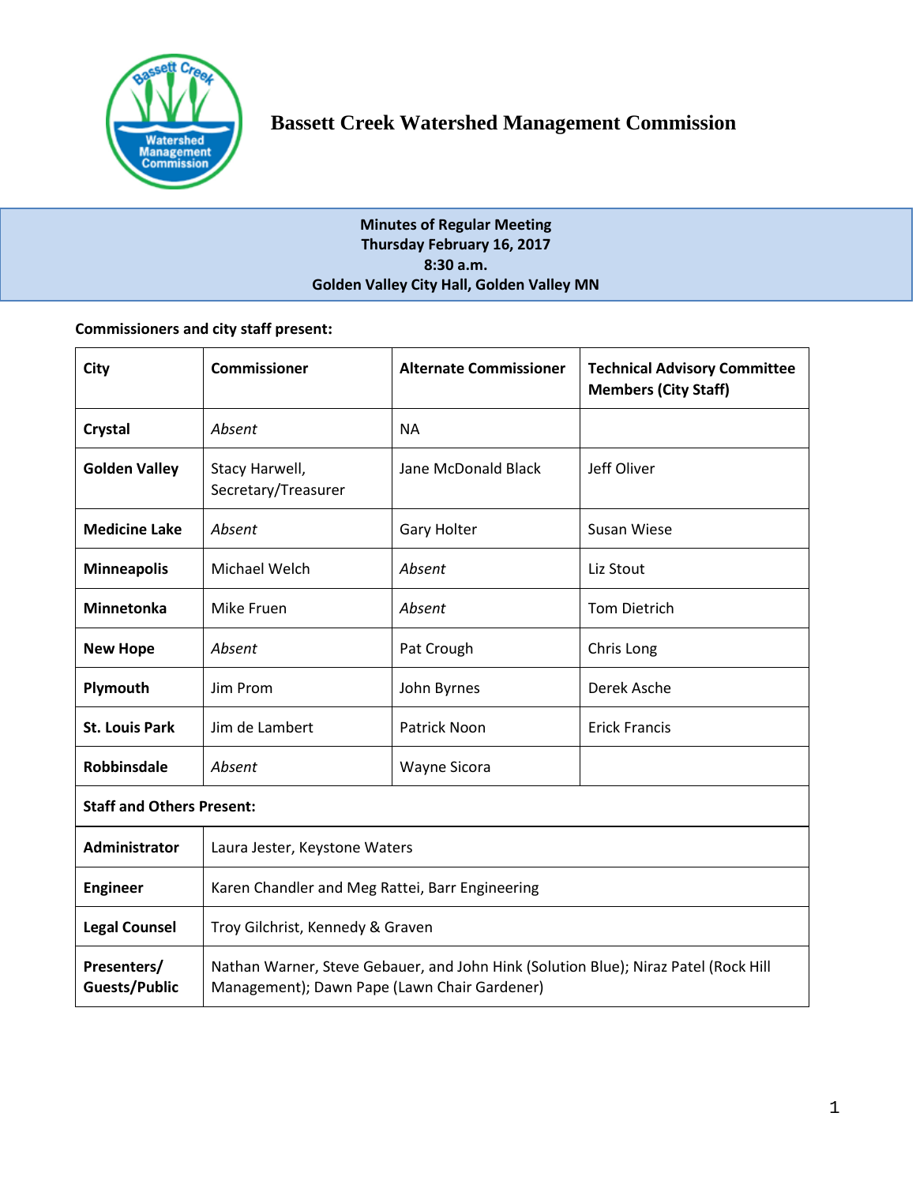# Bassett Creek Watershed Management Commission

**Minutes of Regular Meeting**
**Thursday February 16, 2017**
**8:30 a.m.**
**Golden Valley City Hall, Golden Valley MN**

**Commissioners and city staff present:**

| City | Commissioner | Alternate Commissioner | Technical Advisory Committee Members (City Staff) |
|---|---|---|---|
| **Crystal** | *Absent* | NA | |
| **Golden Valley** | Stacy Harwell, Secretary/Treasurer | Jane McDonald Black | Jeff Oliver |
| **Medicine Lake** | *Absent* | Gary Holter | Susan Wiese |
| **Minneapolis** | Michael Welch | *Absent* | Liz Stout |
| **Minnetonka** | Mike Fruen | *Absent* | Tom Dietrich |
| **New Hope** | *Absent* | Pat Crough | Chris Long |
| **Plymouth** | Jim Prom | John Byrnes | Derek Asche |
| **St. Louis Park** | Jim de Lambert | Patrick Noon | Erick Francis |
| **Robbinsdale** | *Absent* | Wayne Sicora | |
| **Staff and Others Present:** | | | |
| **Administrator** | Laura Jester, Keystone Waters | | |
| **Engineer** | Karen Chandler and Meg Rattei, Barr Engineering | | |
| **Legal Counsel** | Troy Gilchrist, Kennedy & Graven | | |
| **Presenters/ Guests/Public** | Nathan Warner, Steve Gebauer, and John Hink (Solution Blue); Niraz Patel (Rock Hill Management); Dawn Pape (Lawn Chair Gardener) | | |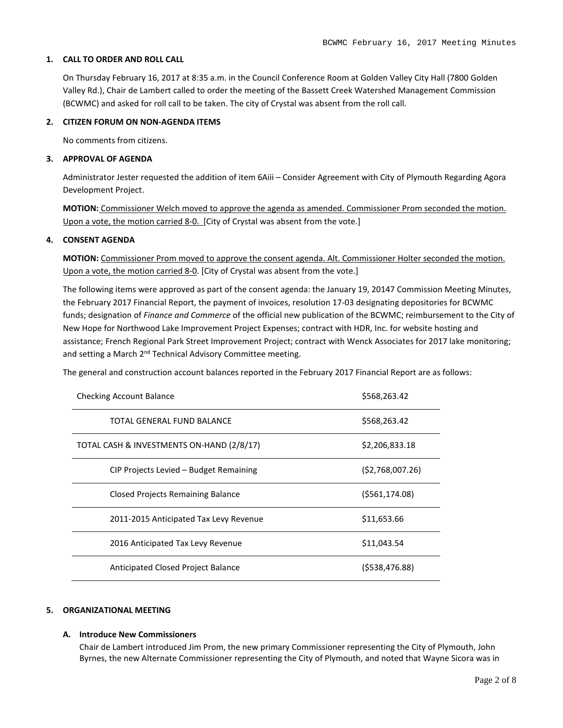## 1. CALL TO ORDER AND ROLL CALL

On Thursday February 16, 2017 at 8:35 a.m. in the Council Conference Room at Golden Valley City Hall (7800 Golden Valley Rd.), Chair de Lambert called to order the meeting of the Bassett Creek Watershed Management Commission (BCWMC) and asked for roll call to be taken. The city of Crystal was absent from the roll call.

## 2. CITIZEN FORUM ON NON-AGENDA ITEMS

No comments from citizens.

## 3. APPROVAL OF AGENDA

Administrator Jester requested the addition of item 6Aiii – Consider Agreement with City of Plymouth Regarding Agora Development Project.

**MOTION:** Commissioner Welch moved to approve the agenda as amended. Commissioner Prom seconded the motion. Upon a vote, the motion carried 8-0. [City of Crystal was absent from the vote.]

## 4. CONSENT AGENDA

**MOTION:** Commissioner Prom moved to approve the consent agenda. Alt. Commissioner Holter seconded the motion. Upon a vote, the motion carried 8-0. [City of Crystal was absent from the vote.]

The following items were approved as part of the consent agenda: the January 19, 20147 Commission Meeting Minutes, the February 2017 Financial Report, the payment of invoices, resolution 17-03 designating depositories for BCWMC funds; designation of *Finance and Commerce* of the official new publication of the BCWMC; reimbursement to the City of New Hope for Northwood Lake Improvement Project Expenses; contract with HDR, Inc. for website hosting and assistance; French Regional Park Street Improvement Project; contract with Wenck Associates for 2017 lake monitoring; and setting a March 2nd Technical Advisory Committee meeting.

The general and construction account balances reported in the February 2017 Financial Report are as follows:

| | |
|---|---|
| Checking Account Balance | $568,263.42 |
| TOTAL GENERAL FUND BALANCE | $568,263.42 |
| TOTAL CASH & INVESTMENTS ON-HAND (2/8/17) | $2,206,833.18 |
| CIP Projects Levied – Budget Remaining | ($2,768,007.26) |
| Closed Projects Remaining Balance | ($561,174.08) |
| 2011-2015 Anticipated Tax Levy Revenue | $11,653.66 |
| 2016 Anticipated Tax Levy Revenue | $11,043.54 |
| Anticipated Closed Project Balance | ($538,476.88) |

## 5. ORGANIZATIONAL MEETING

### A. Introduce New Commissioners

Chair de Lambert introduced Jim Prom, the new primary Commissioner representing the City of Plymouth, John Byrnes, the new Alternate Commissioner representing the City of Plymouth, and noted that Wayne Sicora was in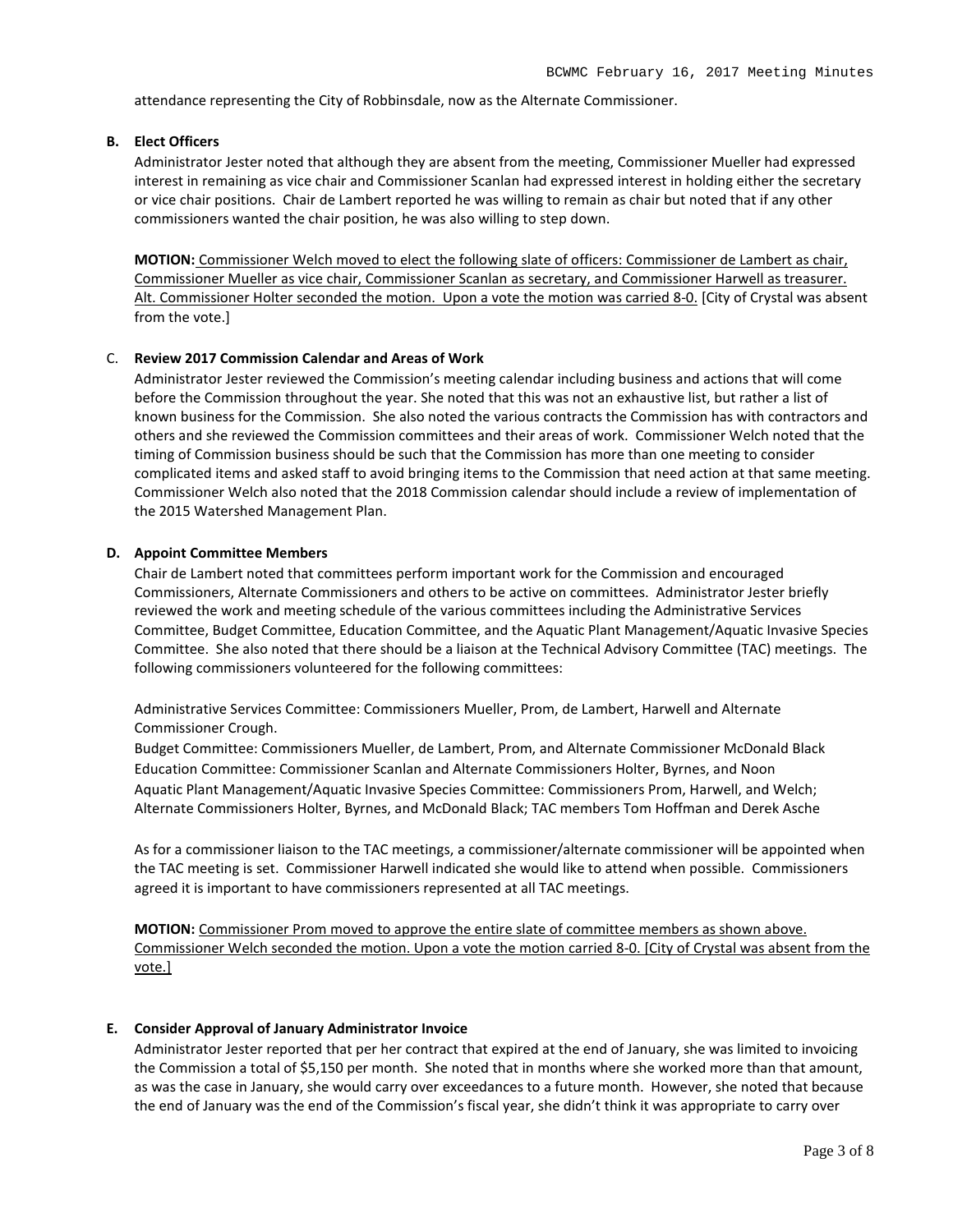attendance representing the City of Robbinsdale, now as the Alternate Commissioner.

**B. Elect Officers**

Administrator Jester noted that although they are absent from the meeting, Commissioner Mueller had expressed interest in remaining as vice chair and Commissioner Scanlan had expressed interest in holding either the secretary or vice chair positions. Chair de Lambert reported he was willing to remain as chair but noted that if any other commissioners wanted the chair position, he was also willing to step down.

**MOTION:** <u>Commissioner Welch moved to elect the following slate of officers: Commissioner de Lambert as chair, Commissioner Mueller as vice chair, Commissioner Scanlan as secretary, and Commissioner Harwell as treasurer. Alt. Commissioner Holter seconded the motion. Upon a vote the motion was carried 8-0.</u> [City of Crystal was absent from the vote.]

C. **Review 2017 Commission Calendar and Areas of Work**

Administrator Jester reviewed the Commission's meeting calendar including business and actions that will come before the Commission throughout the year. She noted that this was not an exhaustive list, but rather a list of known business for the Commission. She also noted the various contracts the Commission has with contractors and others and she reviewed the Commission committees and their areas of work. Commissioner Welch noted that the timing of Commission business should be such that the Commission has more than one meeting to consider complicated items and asked staff to avoid bringing items to the Commission that need action at that same meeting. Commissioner Welch also noted that the 2018 Commission calendar should include a review of implementation of the 2015 Watershed Management Plan.

**D. Appoint Committee Members**

Chair de Lambert noted that committees perform important work for the Commission and encouraged Commissioners, Alternate Commissioners and others to be active on committees. Administrator Jester briefly reviewed the work and meeting schedule of the various committees including the Administrative Services Committee, Budget Committee, Education Committee, and the Aquatic Plant Management/Aquatic Invasive Species Committee. She also noted that there should be a liaison at the Technical Advisory Committee (TAC) meetings. The following commissioners volunteered for the following committees:

Administrative Services Committee: Commissioners Mueller, Prom, de Lambert, Harwell and Alternate Commissioner Crough.
Budget Committee: Commissioners Mueller, de Lambert, Prom, and Alternate Commissioner McDonald Black
Education Committee: Commissioner Scanlan and Alternate Commissioners Holter, Byrnes, and Noon
Aquatic Plant Management/Aquatic Invasive Species Committee: Commissioners Prom, Harwell, and Welch; Alternate Commissioners Holter, Byrnes, and McDonald Black; TAC members Tom Hoffman and Derek Asche

As for a commissioner liaison to the TAC meetings, a commissioner/alternate commissioner will be appointed when the TAC meeting is set. Commissioner Harwell indicated she would like to attend when possible. Commissioners agreed it is important to have commissioners represented at all TAC meetings.

**MOTION:** <u>Commissioner Prom moved to approve the entire slate of committee members as shown above. Commissioner Welch seconded the motion. Upon a vote the motion carried 8-0. [City of Crystal was absent from the vote.]</u>

**E. Consider Approval of January Administrator Invoice**

Administrator Jester reported that per her contract that expired at the end of January, she was limited to invoicing the Commission a total of $5,150 per month. She noted that in months where she worked more than that amount, as was the case in January, she would carry over exceedances to a future month. However, she noted that because the end of January was the end of the Commission's fiscal year, she didn't think it was appropriate to carry over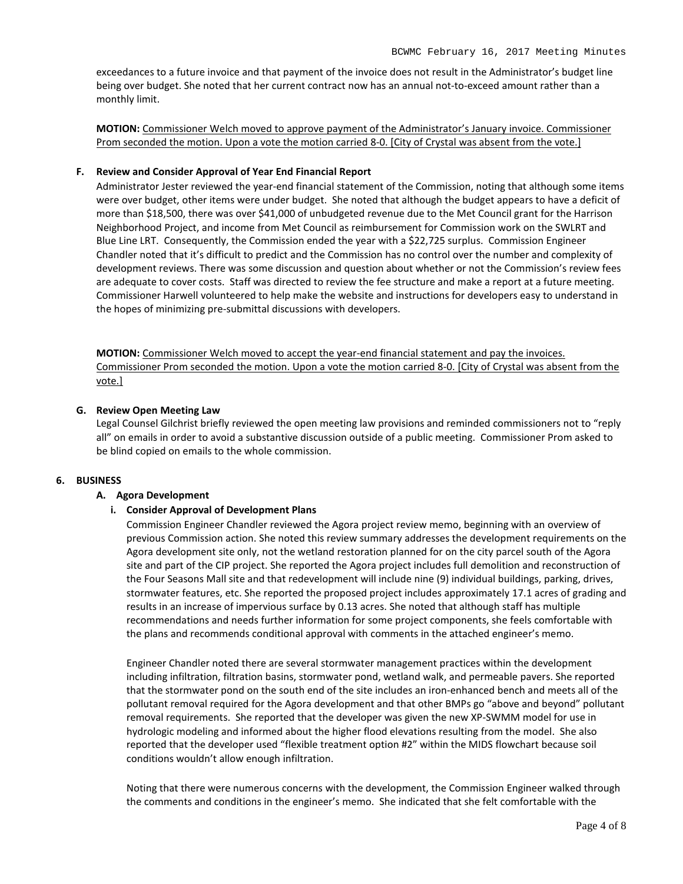exceedances to a future invoice and that payment of the invoice does not result in the Administrator's budget line being over budget. She noted that her current contract now has an annual not-to-exceed amount rather than a monthly limit.

**MOTION:** <u>Commissioner Welch moved to approve payment of the Administrator's January invoice. Commissioner Prom seconded the motion. Upon a vote the motion carried 8-0. [City of Crystal was absent from the vote.]</u>

**F. Review and Consider Approval of Year End Financial Report**

Administrator Jester reviewed the year-end financial statement of the Commission, noting that although some items were over budget, other items were under budget. She noted that although the budget appears to have a deficit of more than $18,500, there was over $41,000 of unbudgeted revenue due to the Met Council grant for the Harrison Neighborhood Project, and income from Met Council as reimbursement for Commission work on the SWLRT and Blue Line LRT. Consequently, the Commission ended the year with a $22,725 surplus. Commission Engineer Chandler noted that it's difficult to predict and the Commission has no control over the number and complexity of development reviews. There was some discussion and question about whether or not the Commission's review fees are adequate to cover costs. Staff was directed to review the fee structure and make a report at a future meeting. Commissioner Harwell volunteered to help make the website and instructions for developers easy to understand in the hopes of minimizing pre-submittal discussions with developers.

**MOTION:** <u>Commissioner Welch moved to accept the year-end financial statement and pay the invoices. Commissioner Prom seconded the motion. Upon a vote the motion carried 8-0. [City of Crystal was absent from the vote.]</u>

**G. Review Open Meeting Law**

Legal Counsel Gilchrist briefly reviewed the open meeting law provisions and reminded commissioners not to "reply all" on emails in order to avoid a substantive discussion outside of a public meeting. Commissioner Prom asked to be blind copied on emails to the whole commission.

**6. BUSINESS**

**A. Agora Development**

**i. Consider Approval of Development Plans**

Commission Engineer Chandler reviewed the Agora project review memo, beginning with an overview of previous Commission action. She noted this review summary addresses the development requirements on the Agora development site only, not the wetland restoration planned for on the city parcel south of the Agora site and part of the CIP project. She reported the Agora project includes full demolition and reconstruction of the Four Seasons Mall site and that redevelopment will include nine (9) individual buildings, parking, drives, stormwater features, etc. She reported the proposed project includes approximately 17.1 acres of grading and results in an increase of impervious surface by 0.13 acres. She noted that although staff has multiple recommendations and needs further information for some project components, she feels comfortable with the plans and recommends conditional approval with comments in the attached engineer's memo.

Engineer Chandler noted there are several stormwater management practices within the development including infiltration, filtration basins, stormwater pond, wetland walk, and permeable pavers. She reported that the stormwater pond on the south end of the site includes an iron-enhanced bench and meets all of the pollutant removal required for the Agora development and that other BMPs go "above and beyond" pollutant removal requirements. She reported that the developer was given the new XP-SWMM model for use in hydrologic modeling and informed about the higher flood elevations resulting from the model. She also reported that the developer used "flexible treatment option #2" within the MIDS flowchart because soil conditions wouldn't allow enough infiltration.

Noting that there were numerous concerns with the development, the Commission Engineer walked through the comments and conditions in the engineer's memo. She indicated that she felt comfortable with the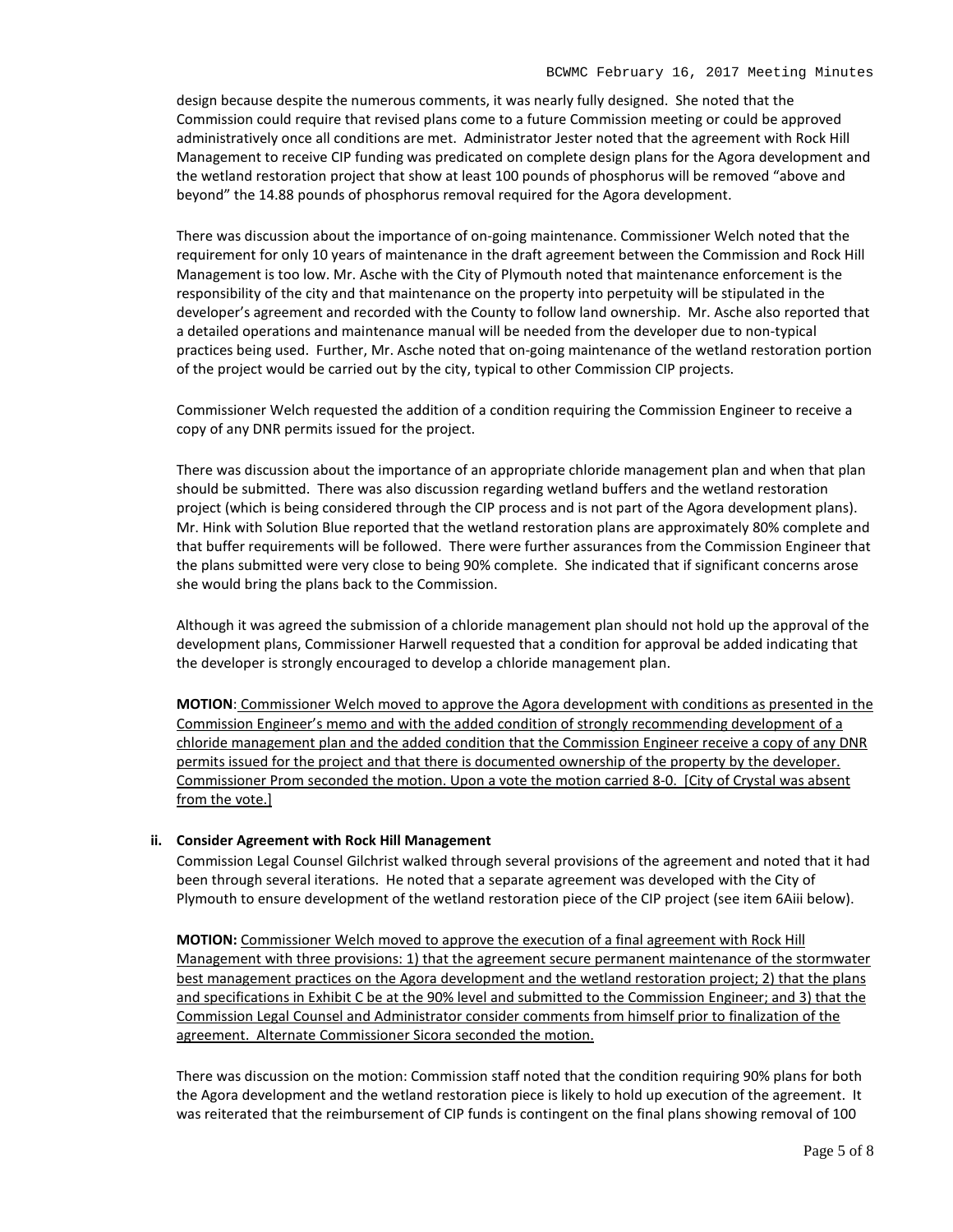design because despite the numerous comments, it was nearly fully designed. She noted that the Commission could require that revised plans come to a future Commission meeting or could be approved administratively once all conditions are met. Administrator Jester noted that the agreement with Rock Hill Management to receive CIP funding was predicated on complete design plans for the Agora development and the wetland restoration project that show at least 100 pounds of phosphorus will be removed "above and beyond" the 14.88 pounds of phosphorus removal required for the Agora development.

There was discussion about the importance of on-going maintenance. Commissioner Welch noted that the requirement for only 10 years of maintenance in the draft agreement between the Commission and Rock Hill Management is too low. Mr. Asche with the City of Plymouth noted that maintenance enforcement is the responsibility of the city and that maintenance on the property into perpetuity will be stipulated in the developer's agreement and recorded with the County to follow land ownership. Mr. Asche also reported that a detailed operations and maintenance manual will be needed from the developer due to non-typical practices being used. Further, Mr. Asche noted that on-going maintenance of the wetland restoration portion of the project would be carried out by the city, typical to other Commission CIP projects.

Commissioner Welch requested the addition of a condition requiring the Commission Engineer to receive a copy of any DNR permits issued for the project.

There was discussion about the importance of an appropriate chloride management plan and when that plan should be submitted. There was also discussion regarding wetland buffers and the wetland restoration project (which is being considered through the CIP process and is not part of the Agora development plans). Mr. Hink with Solution Blue reported that the wetland restoration plans are approximately 80% complete and that buffer requirements will be followed. There were further assurances from the Commission Engineer that the plans submitted were very close to being 90% complete. She indicated that if significant concerns arose she would bring the plans back to the Commission.

Although it was agreed the submission of a chloride management plan should not hold up the approval of the development plans, Commissioner Harwell requested that a condition for approval be added indicating that the developer is strongly encouraged to develop a chloride management plan.

**MOTION**: <u>Commissioner Welch moved to approve the Agora development with conditions as presented in the Commission Engineer's memo and with the added condition of strongly recommending development of a chloride management plan and the added condition that the Commission Engineer receive a copy of any DNR permits issued for the project and that there is documented ownership of the property by the developer. Commissioner Prom seconded the motion. Upon a vote the motion carried 8-0. [City of Crystal was absent from the vote.]</u>

**ii. Consider Agreement with Rock Hill Management**

Commission Legal Counsel Gilchrist walked through several provisions of the agreement and noted that it had been through several iterations. He noted that a separate agreement was developed with the City of Plymouth to ensure development of the wetland restoration piece of the CIP project (see item 6Aiii below).

**MOTION:** <u>Commissioner Welch moved to approve the execution of a final agreement with Rock Hill Management with three provisions: 1) that the agreement secure permanent maintenance of the stormwater best management practices on the Agora development and the wetland restoration project; 2) that the plans and specifications in Exhibit C be at the 90% level and submitted to the Commission Engineer; and 3) that the Commission Legal Counsel and Administrator consider comments from himself prior to finalization of the agreement. Alternate Commissioner Sicora seconded the motion.</u>

There was discussion on the motion: Commission staff noted that the condition requiring 90% plans for both the Agora development and the wetland restoration piece is likely to hold up execution of the agreement. It was reiterated that the reimbursement of CIP funds is contingent on the final plans showing removal of 100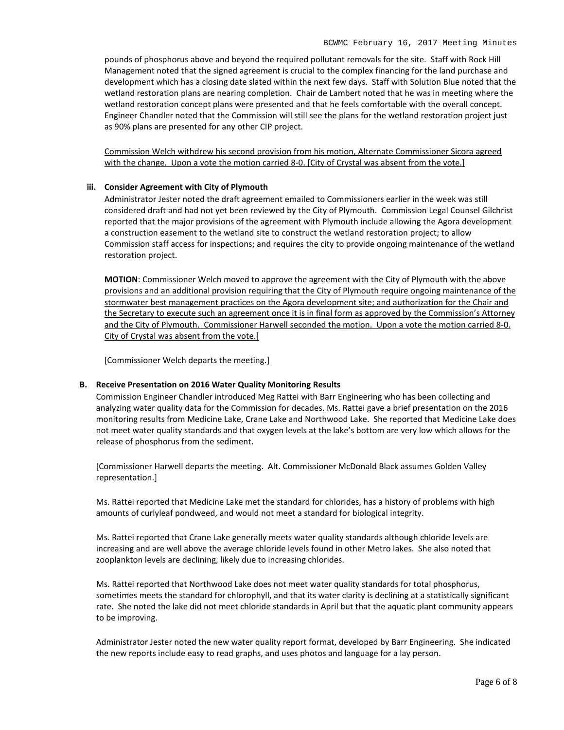pounds of phosphorus above and beyond the required pollutant removals for the site. Staff with Rock Hill Management noted that the signed agreement is crucial to the complex financing for the land purchase and development which has a closing date slated within the next few days. Staff with Solution Blue noted that the wetland restoration plans are nearing completion. Chair de Lambert noted that he was in meeting where the wetland restoration concept plans were presented and that he feels comfortable with the overall concept. Engineer Chandler noted that the Commission will still see the plans for the wetland restoration project just as 90% plans are presented for any other CIP project.

<u>Commission Welch withdrew his second provision from his motion, Alternate Commissioner Sicora agreed with the change. Upon a vote the motion carried 8-0. [City of Crystal was absent from the vote.]</u>

**iii. Consider Agreement with City of Plymouth**

Administrator Jester noted the draft agreement emailed to Commissioners earlier in the week was still considered draft and had not yet been reviewed by the City of Plymouth. Commission Legal Counsel Gilchrist reported that the major provisions of the agreement with Plymouth include allowing the Agora development a construction easement to the wetland site to construct the wetland restoration project; to allow Commission staff access for inspections; and requires the city to provide ongoing maintenance of the wetland restoration project.

**MOTION**: <u>Commissioner Welch moved to approve the agreement with the City of Plymouth with the above provisions and an additional provision requiring that the City of Plymouth require ongoing maintenance of the stormwater best management practices on the Agora development site; and authorization for the Chair and the Secretary to execute such an agreement once it is in final form as approved by the Commission's Attorney and the City of Plymouth. Commissioner Harwell seconded the motion. Upon a vote the motion carried 8-0. City of Crystal was absent from the vote.]</u>

[Commissioner Welch departs the meeting.]

**B. Receive Presentation on 2016 Water Quality Monitoring Results**

Commission Engineer Chandler introduced Meg Rattei with Barr Engineering who has been collecting and analyzing water quality data for the Commission for decades. Ms. Rattei gave a brief presentation on the 2016 monitoring results from Medicine Lake, Crane Lake and Northwood Lake. She reported that Medicine Lake does not meet water quality standards and that oxygen levels at the lake's bottom are very low which allows for the release of phosphorus from the sediment.

[Commissioner Harwell departs the meeting. Alt. Commissioner McDonald Black assumes Golden Valley representation.]

Ms. Rattei reported that Medicine Lake met the standard for chlorides, has a history of problems with high amounts of curlyleaf pondweed, and would not meet a standard for biological integrity.

Ms. Rattei reported that Crane Lake generally meets water quality standards although chloride levels are increasing and are well above the average chloride levels found in other Metro lakes. She also noted that zooplankton levels are declining, likely due to increasing chlorides.

Ms. Rattei reported that Northwood Lake does not meet water quality standards for total phosphorus, sometimes meets the standard for chlorophyll, and that its water clarity is declining at a statistically significant rate. She noted the lake did not meet chloride standards in April but that the aquatic plant community appears to be improving.

Administrator Jester noted the new water quality report format, developed by Barr Engineering. She indicated the new reports include easy to read graphs, and uses photos and language for a lay person.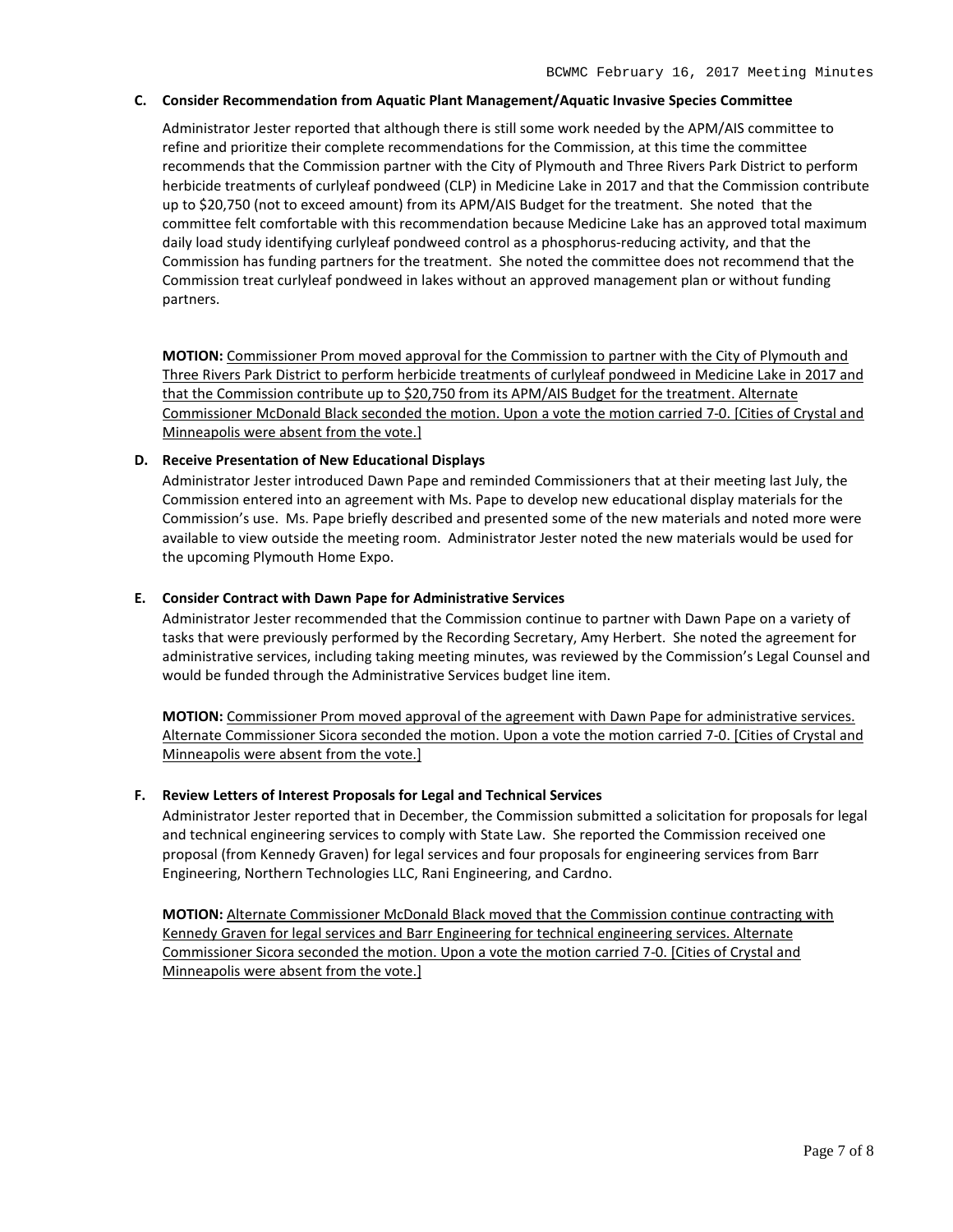### C. Consider Recommendation from Aquatic Plant Management/Aquatic Invasive Species Committee

Administrator Jester reported that although there is still some work needed by the APM/AIS committee to refine and prioritize their complete recommendations for the Commission, at this time the committee recommends that the Commission partner with the City of Plymouth and Three Rivers Park District to perform herbicide treatments of curlyleaf pondweed (CLP) in Medicine Lake in 2017 and that the Commission contribute up to $20,750 (not to exceed amount) from its APM/AIS Budget for the treatment. She noted that the committee felt comfortable with this recommendation because Medicine Lake has an approved total maximum daily load study identifying curlyleaf pondweed control as a phosphorus-reducing activity, and that the Commission has funding partners for the treatment. She noted the committee does not recommend that the Commission treat curlyleaf pondweed in lakes without an approved management plan or without funding partners.

**MOTION:** <u>Commissioner Prom moved approval for the Commission to partner with the City of Plymouth and Three Rivers Park District to perform herbicide treatments of curlyleaf pondweed in Medicine Lake in 2017 and that the Commission contribute up to $20,750 from its APM/AIS Budget for the treatment. Alternate Commissioner McDonald Black seconded the motion. Upon a vote the motion carried 7-0. [Cities of Crystal and Minneapolis were absent from the vote.]</u>

### D. Receive Presentation of New Educational Displays

Administrator Jester introduced Dawn Pape and reminded Commissioners that at their meeting last July, the Commission entered into an agreement with Ms. Pape to develop new educational display materials for the Commission's use. Ms. Pape briefly described and presented some of the new materials and noted more were available to view outside the meeting room. Administrator Jester noted the new materials would be used for the upcoming Plymouth Home Expo.

### E. Consider Contract with Dawn Pape for Administrative Services

Administrator Jester recommended that the Commission continue to partner with Dawn Pape on a variety of tasks that were previously performed by the Recording Secretary, Amy Herbert. She noted the agreement for administrative services, including taking meeting minutes, was reviewed by the Commission's Legal Counsel and would be funded through the Administrative Services budget line item.

**MOTION:** <u>Commissioner Prom moved approval of the agreement with Dawn Pape for administrative services. Alternate Commissioner Sicora seconded the motion. Upon a vote the motion carried 7-0. [Cities of Crystal and Minneapolis were absent from the vote.]</u>

### F. Review Letters of Interest Proposals for Legal and Technical Services

Administrator Jester reported that in December, the Commission submitted a solicitation for proposals for legal and technical engineering services to comply with State Law. She reported the Commission received one proposal (from Kennedy Graven) for legal services and four proposals for engineering services from Barr Engineering, Northern Technologies LLC, Rani Engineering, and Cardno.

**MOTION:** <u>Alternate Commissioner McDonald Black moved that the Commission continue contracting with Kennedy Graven for legal services and Barr Engineering for technical engineering services. Alternate Commissioner Sicora seconded the motion. Upon a vote the motion carried 7-0. [Cities of Crystal and Minneapolis were absent from the vote.]</u>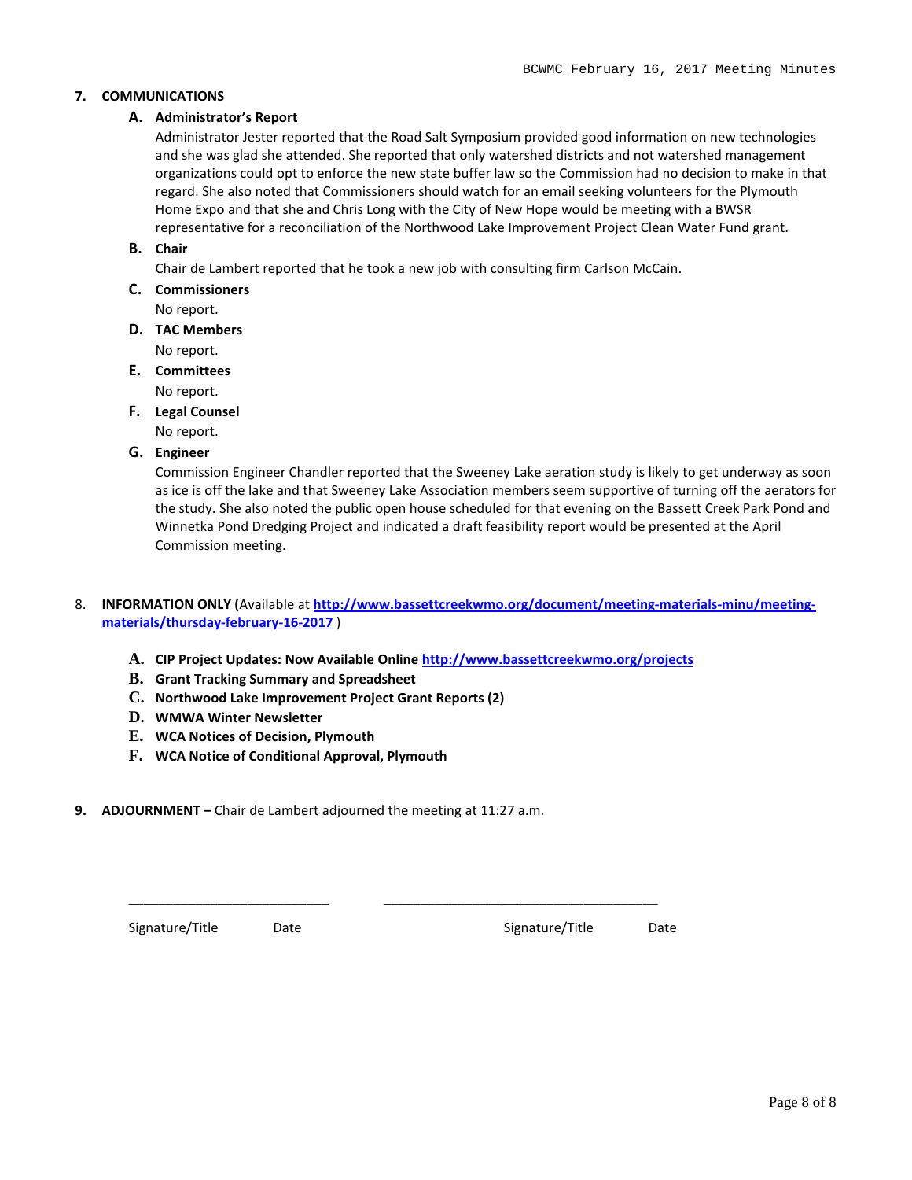**7. COMMUNICATIONS**

**A. Administrator's Report**

Administrator Jester reported that the Road Salt Symposium provided good information on new technologies and she was glad she attended. She reported that only watershed districts and not watershed management organizations could opt to enforce the new state buffer law so the Commission had no decision to make in that regard. She also noted that Commissioners should watch for an email seeking volunteers for the Plymouth Home Expo and that she and Chris Long with the City of New Hope would be meeting with a BWSR representative for a reconciliation of the Northwood Lake Improvement Project Clean Water Fund grant.

**B. Chair**

Chair de Lambert reported that he took a new job with consulting firm Carlson McCain.

**C. Commissioners**

No report.

**D. TAC Members**

No report.

**E. Committees**

No report.

**F. Legal Counsel**

No report.

**G. Engineer**

Commission Engineer Chandler reported that the Sweeney Lake aeration study is likely to get underway as soon as ice is off the lake and that Sweeney Lake Association members seem supportive of turning off the aerators for the study. She also noted the public open house scheduled for that evening on the Bassett Creek Park Pond and Winnetka Pond Dredging Project and indicated a draft feasibility report would be presented at the April Commission meeting.

8. **INFORMATION ONLY (**Available at **[http://www.bassettcreekwmo.org/document/meeting-materials-minu/meeting-materials/thursday-february-16-2017](http://www.bassettcreekwmo.org/document/meeting-materials-minu/meeting-materials/thursday-february-16-2017)** )

**A. CIP Project Updates: Now Available Online [http://www.bassettcreekwmo.org/projects](http://www.bassettcreekwmo.org/projects)**

**B. Grant Tracking Summary and Spreadsheet**

**C. Northwood Lake Improvement Project Grant Reports (2)**

**D. WMWA Winter Newsletter**

**E. WCA Notices of Decision, Plymouth**

**F. WCA Notice of Conditional Approval, Plymouth**

**9. ADJOURNMENT –** Chair de Lambert adjourned the meeting at 11:27 a.m.

\_\_\_\_\_\_\_\_\_\_\_\_\_\_\_\_\_\_\_\_\_\_\_\_\_\_\_\_ \_\_\_\_\_\_\_\_\_\_\_\_\_\_\_\_\_\_\_\_\_\_\_\_\_\_\_\_\_\_\_\_\_\_\_\_\_\_

Signature/Title Date Signature/Title Date